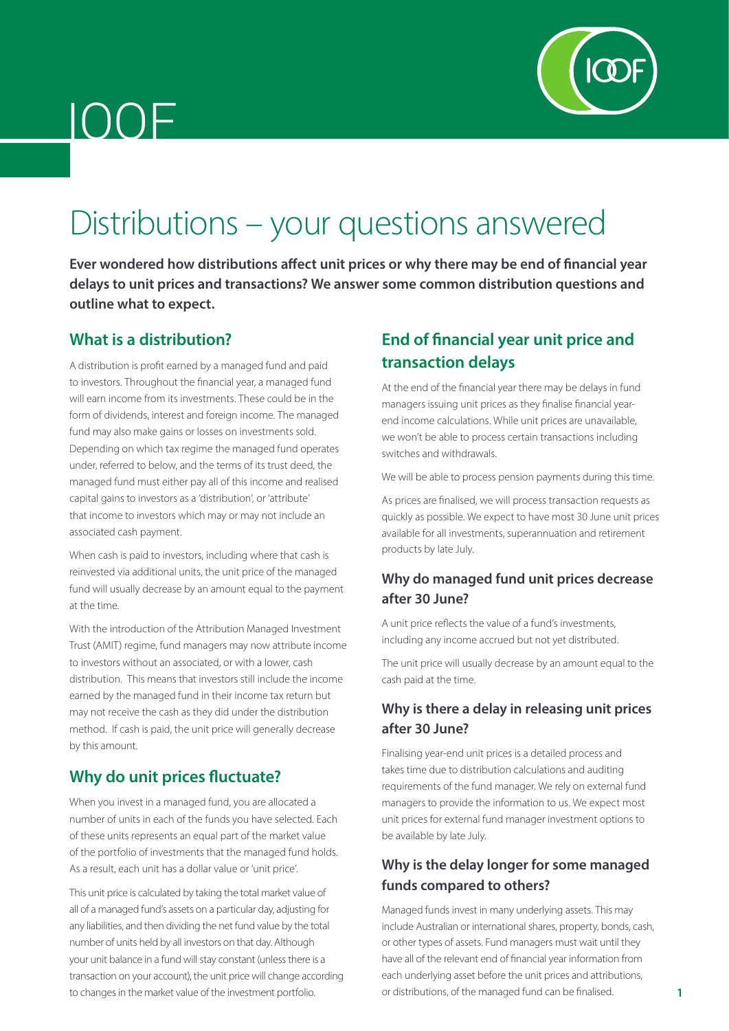# IOOF

## Distributions – your questions answered

**Ever wondered how distributions affect unit prices or why there may be end of financial year delays to unit prices and transactions? We answer some common distribution questions and outline what to expect.**

### What is a distribution?

A distribution is profit earned by a managed fund and paid to investors. Throughout the financial year, a managed fund will earn income from its investments. These could be in the form of dividends, interest and foreign income. The managed fund may also make gains or losses on investments sold. Depending on which tax regime the managed fund operates under, referred to below, and the terms of its trust deed, the managed fund must either pay all of this income and realised capital gains to investors as a 'distribution', or 'attribute' that income to investors which may or may not include an associated cash payment.

When cash is paid to investors, including where that cash is reinvested via additional units, the unit price of the managed fund will usually decrease by an amount equal to the payment at the time.

With the introduction of the Attribution Managed Investment Trust (AMIT) regime, fund managers may now attribute income to investors without an associated, or with a lower, cash distribution. This means that investors still include the income earned by the managed fund in their income tax return but may not receive the cash as they did under the distribution method. If cash is paid, the unit price will generally decrease by this amount.

### Why do unit prices fluctuate?

When you invest in a managed fund, you are allocated a number of units in each of the funds you have selected. Each of these units represents an equal part of the market value of the portfolio of investments that the managed fund holds. As a result, each unit has a dollar value or 'unit price'.

This unit price is calculated by taking the total market value of all of a managed fund's assets on a particular day, adjusting for any liabilities, and then dividing the net fund value by the total number of units held by all investors on that day. Although your unit balance in a fund will stay constant (unless there is a transaction on your account), the unit price will change according to changes in the market value of the investment portfolio.

### End of financial year unit price and transaction delays

At the end of the financial year there may be delays in fund managers issuing unit prices as they finalise financial year-end income calculations. While unit prices are unavailable, we won't be able to process certain transactions including switches and withdrawals.

We will be able to process pension payments during this time.

As prices are finalised, we will process transaction requests as quickly as possible. We expect to have most 30 June unit prices available for all investments, superannuation and retirement products by late July.

#### Why do managed fund unit prices decrease after 30 June?

A unit price reflects the value of a fund's investments, including any income accrued but not yet distributed.

The unit price will usually decrease by an amount equal to the cash paid at the time.

#### Why is there a delay in releasing unit prices after 30 June?

Finalising year-end unit prices is a detailed process and takes time due to distribution calculations and auditing requirements of the fund manager. We rely on external fund managers to provide the information to us. We expect most unit prices for external fund manager investment options to be available by late July.

#### Why is the delay longer for some managed funds compared to others?

Managed funds invest in many underlying assets. This may include Australian or international shares, property, bonds, cash, or other types of assets. Fund managers must wait until they have all of the relevant end of financial year information from each underlying asset before the unit prices and attributions, or distributions, of the managed fund can be finalised.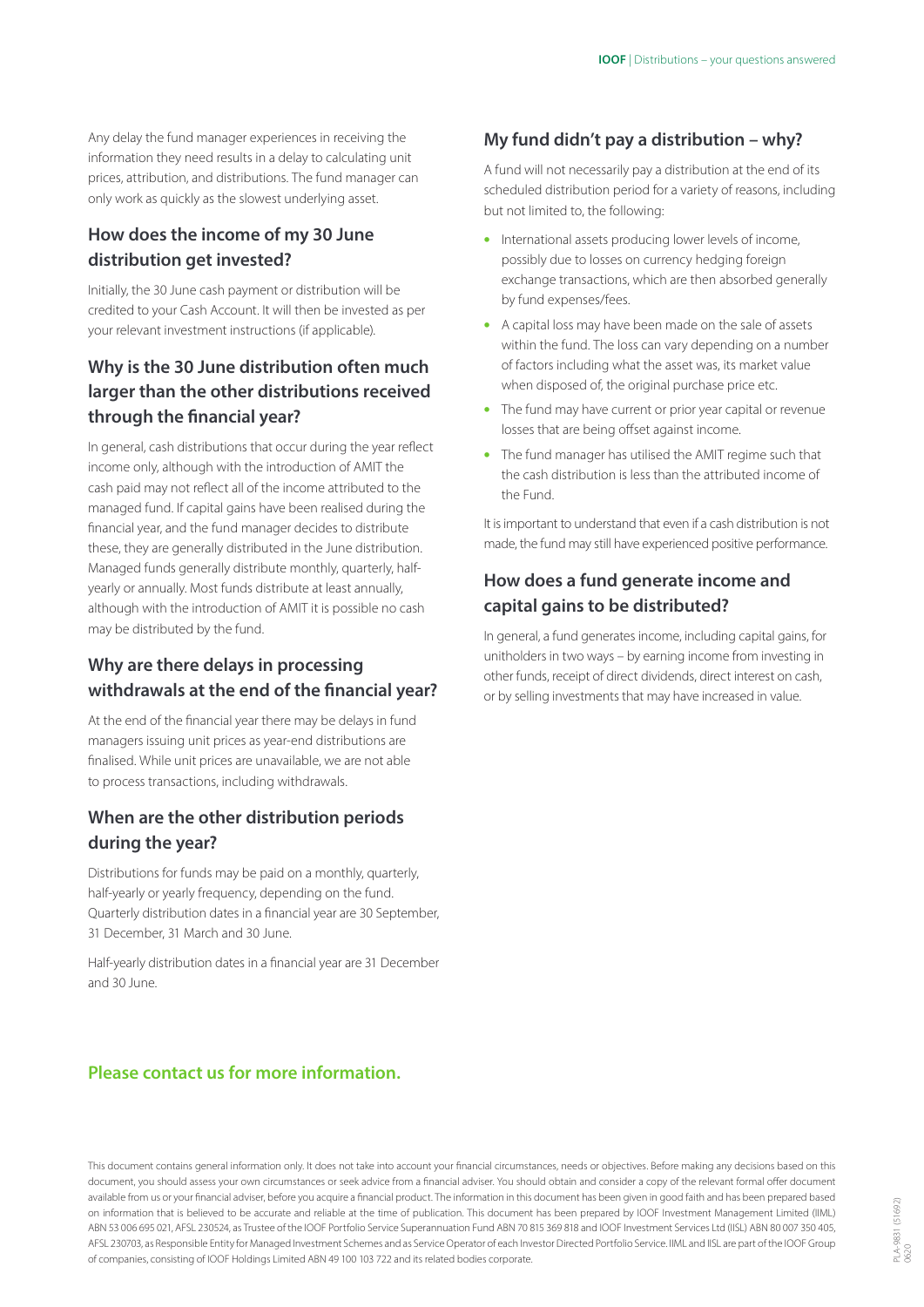Any delay the fund manager experiences in receiving the information they need results in a delay to calculating unit prices, attribution, and distributions. The fund manager can only work as quickly as the slowest underlying asset.

## How does the income of my 30 June distribution get invested?

Initially, the 30 June cash payment or distribution will be credited to your Cash Account. It will then be invested as per your relevant investment instructions (if applicable).

## Why is the 30 June distribution often much larger than the other distributions received through the financial year?

In general, cash distributions that occur during the year reflect income only, although with the introduction of AMIT the cash paid may not reflect all of the income attributed to the managed fund. If capital gains have been realised during the financial year, and the fund manager decides to distribute these, they are generally distributed in the June distribution. Managed funds generally distribute monthly, quarterly, half-yearly or annually. Most funds distribute at least annually, although with the introduction of AMIT it is possible no cash may be distributed by the fund.

## Why are there delays in processing withdrawals at the end of the financial year?

At the end of the financial year there may be delays in fund managers issuing unit prices as year-end distributions are finalised. While unit prices are unavailable, we are not able to process transactions, including withdrawals.

## When are the other distribution periods during the year?

Distributions for funds may be paid on a monthly, quarterly, half-yearly or yearly frequency, depending on the fund. Quarterly distribution dates in a financial year are 30 September, 31 December, 31 March and 30 June.

Half-yearly distribution dates in a financial year are 31 December and 30 June.

## My fund didn't pay a distribution – why?

A fund will not necessarily pay a distribution at the end of its scheduled distribution period for a variety of reasons, including but not limited to, the following:

- International assets producing lower levels of income, possibly due to losses on currency hedging foreign exchange transactions, which are then absorbed generally by fund expenses/fees.
- A capital loss may have been made on the sale of assets within the fund. The loss can vary depending on a number of factors including what the asset was, its market value when disposed of, the original purchase price etc.
- The fund may have current or prior year capital or revenue losses that are being offset against income.
- The fund manager has utilised the AMIT regime such that the cash distribution is less than the attributed income of the Fund.

It is important to understand that even if a cash distribution is not made, the fund may still have experienced positive performance.

## How does a fund generate income and capital gains to be distributed?

In general, a fund generates income, including capital gains, for unitholders in two ways – by earning income from investing in other funds, receipt of direct dividends, direct interest on cash, or by selling investments that may have increased in value.

**Please contact us for more information.**

This document contains general information only. It does not take into account your financial circumstances, needs or objectives. Before making any decisions based on this document, you should assess your own circumstances or seek advice from a financial adviser. You should obtain and consider a copy of the relevant formal offer document available from us or your financial adviser, before you acquire a financial product. The information in this document has been given in good faith and has been prepared based on information that is believed to be accurate and reliable at the time of publication. This document has been prepared by IOOF Investment Management Limited (IIML) ABN 53 006 695 021, AFSL 230524, as Trustee of the IOOF Portfolio Service Superannuation Fund ABN 70 815 369 818 and IOOF Investment Services Ltd (IISL) ABN 80 007 350 405, AFSL 230703, as Responsible Entity for Managed Investment Schemes and as Service Operator of each Investor Directed Portfolio Service. IIML and IISL are part of the IOOF Group of companies, consisting of IOOF Holdings Limited ABN 49 100 103 722 and its related bodies corporate.

PLA-9831 (51692) 0620